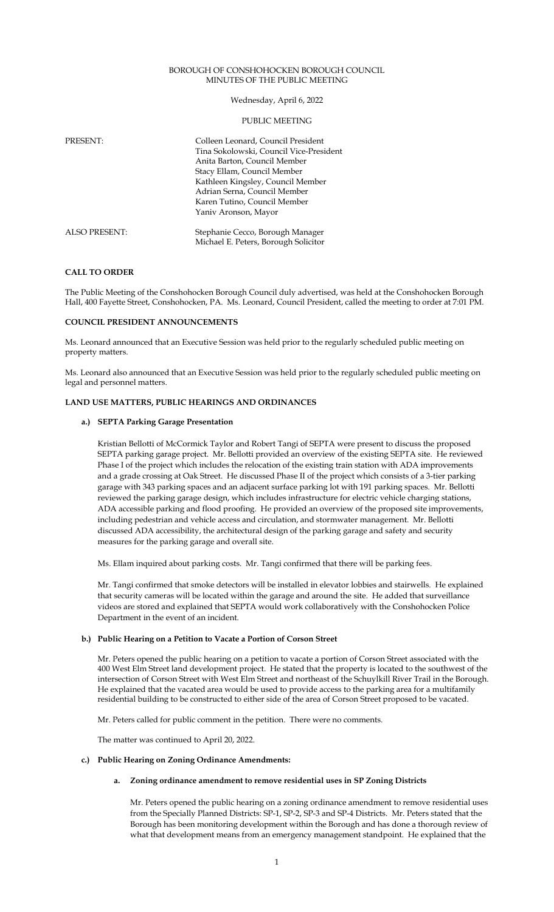BOROUGH OF CONSHOHOCKEN BOROUGH COUNCIL
MINUTES OF THE PUBLIC MEETING

Wednesday, April 6, 2022

PUBLIC MEETING

PRESENT:
Colleen Leonard, Council President
Tina Sokolowski, Council Vice-President
Anita Barton, Council Member
Stacy Ellam, Council Member
Kathleen Kingsley, Council Member
Adrian Serna, Council Member
Karen Tutino, Council Member
Yaniv Aronson, Mayor

ALSO PRESENT:
Stephanie Cecco, Borough Manager
Michael E. Peters, Borough Solicitor

**CALL TO ORDER**

The Public Meeting of the Conshohocken Borough Council duly advertised, was held at the Conshohocken Borough Hall, 400 Fayette Street, Conshohocken, PA. Ms. Leonard, Council President, called the meeting to order at 7:01 PM.

**COUNCIL PRESIDENT ANNOUNCEMENTS**

Ms. Leonard announced that an Executive Session was held prior to the regularly scheduled public meeting on property matters.

Ms. Leonard also announced that an Executive Session was held prior to the regularly scheduled public meeting on legal and personnel matters.

**LAND USE MATTERS, PUBLIC HEARINGS AND ORDINANCES**

**a.) SEPTA Parking Garage Presentation**

Kristian Bellotti of McCormick Taylor and Robert Tangi of SEPTA were present to discuss the proposed SEPTA parking garage project. Mr. Bellotti provided an overview of the existing SEPTA site. He reviewed Phase I of the project which includes the relocation of the existing train station with ADA improvements and a grade crossing at Oak Street. He discussed Phase II of the project which consists of a 3-tier parking garage with 343 parking spaces and an adjacent surface parking lot with 191 parking spaces. Mr. Bellotti reviewed the parking garage design, which includes infrastructure for electric vehicle charging stations, ADA accessible parking and flood proofing. He provided an overview of the proposed site improvements, including pedestrian and vehicle access and circulation, and stormwater management. Mr. Bellotti discussed ADA accessibility, the architectural design of the parking garage and safety and security measures for the parking garage and overall site.

Ms. Ellam inquired about parking costs. Mr. Tangi confirmed that there will be parking fees.

Mr. Tangi confirmed that smoke detectors will be installed in elevator lobbies and stairwells. He explained that security cameras will be located within the garage and around the site. He added that surveillance videos are stored and explained that SEPTA would work collaboratively with the Conshohocken Police Department in the event of an incident.

**b.) Public Hearing on a Petition to Vacate a Portion of Corson Street**

Mr. Peters opened the public hearing on a petition to vacate a portion of Corson Street associated with the 400 West Elm Street land development project. He stated that the property is located to the southwest of the intersection of Corson Street with West Elm Street and northeast of the Schuylkill River Trail in the Borough. He explained that the vacated area would be used to provide access to the parking area for a multifamily residential building to be constructed to either side of the area of Corson Street proposed to be vacated.

Mr. Peters called for public comment in the petition. There were no comments.

The matter was continued to April 20, 2022.

**c.) Public Hearing on Zoning Ordinance Amendments:**

**a. Zoning ordinance amendment to remove residential uses in SP Zoning Districts**

Mr. Peters opened the public hearing on a zoning ordinance amendment to remove residential uses from the Specially Planned Districts: SP-1, SP-2, SP-3 and SP-4 Districts. Mr. Peters stated that the Borough has been monitoring development within the Borough and has done a thorough review of what that development means from an emergency management standpoint. He explained that the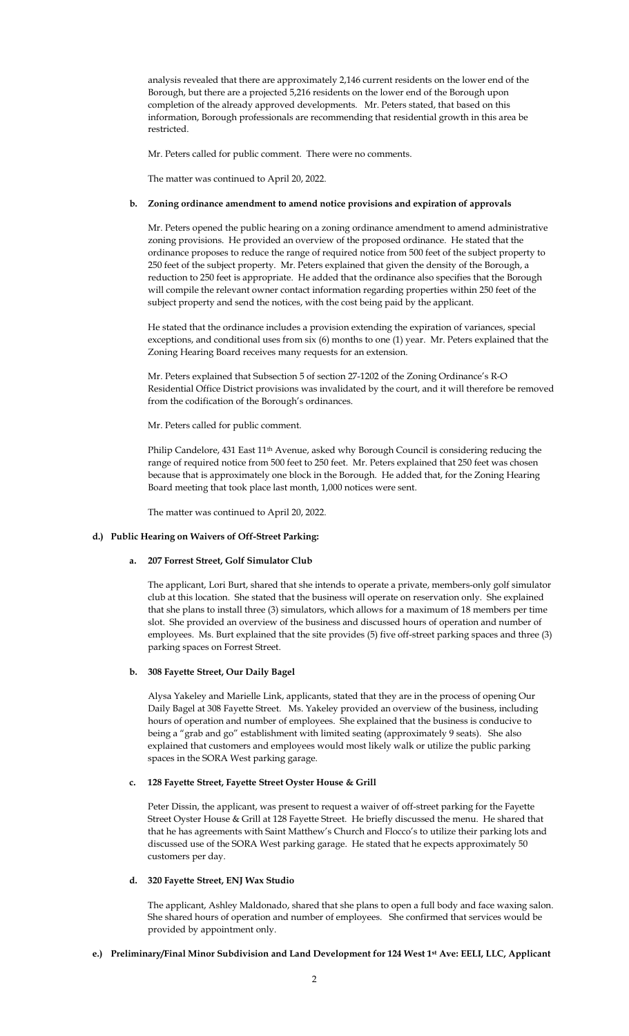analysis revealed that there are approximately 2,146 current residents on the lower end of the Borough, but there are a projected 5,216 residents on the lower end of the Borough upon completion of the already approved developments. Mr. Peters stated, that based on this information, Borough professionals are recommending that residential growth in this area be restricted.

Mr. Peters called for public comment. There were no comments.

The matter was continued to April 20, 2022.

**b. Zoning ordinance amendment to amend notice provisions and expiration of approvals**

Mr. Peters opened the public hearing on a zoning ordinance amendment to amend administrative zoning provisions. He provided an overview of the proposed ordinance. He stated that the ordinance proposes to reduce the range of required notice from 500 feet of the subject property to 250 feet of the subject property. Mr. Peters explained that given the density of the Borough, a reduction to 250 feet is appropriate. He added that the ordinance also specifies that the Borough will compile the relevant owner contact information regarding properties within 250 feet of the subject property and send the notices, with the cost being paid by the applicant.

He stated that the ordinance includes a provision extending the expiration of variances, special exceptions, and conditional uses from six (6) months to one (1) year. Mr. Peters explained that the Zoning Hearing Board receives many requests for an extension.

Mr. Peters explained that Subsection 5 of section 27-1202 of the Zoning Ordinance's R-O Residential Office District provisions was invalidated by the court, and it will therefore be removed from the codification of the Borough's ordinances.

Mr. Peters called for public comment.

Philip Candelore, 431 East 11th Avenue, asked why Borough Council is considering reducing the range of required notice from 500 feet to 250 feet. Mr. Peters explained that 250 feet was chosen because that is approximately one block in the Borough. He added that, for the Zoning Hearing Board meeting that took place last month, 1,000 notices were sent.

The matter was continued to April 20, 2022.

**d.) Public Hearing on Waivers of Off-Street Parking:**

**a. 207 Forrest Street, Golf Simulator Club**

The applicant, Lori Burt, shared that she intends to operate a private, members-only golf simulator club at this location. She stated that the business will operate on reservation only. She explained that she plans to install three (3) simulators, which allows for a maximum of 18 members per time slot. She provided an overview of the business and discussed hours of operation and number of employees. Ms. Burt explained that the site provides (5) five off-street parking spaces and three (3) parking spaces on Forrest Street.

**b. 308 Fayette Street, Our Daily Bagel**

Alysa Yakeley and Marielle Link, applicants, stated that they are in the process of opening Our Daily Bagel at 308 Fayette Street. Ms. Yakeley provided an overview of the business, including hours of operation and number of employees. She explained that the business is conducive to being a "grab and go" establishment with limited seating (approximately 9 seats). She also explained that customers and employees would most likely walk or utilize the public parking spaces in the SORA West parking garage.

**c. 128 Fayette Street, Fayette Street Oyster House & Grill**

Peter Dissin, the applicant, was present to request a waiver of off-street parking for the Fayette Street Oyster House & Grill at 128 Fayette Street. He briefly discussed the menu. He shared that that he has agreements with Saint Matthew's Church and Flocco's to utilize their parking lots and discussed use of the SORA West parking garage. He stated that he expects approximately 50 customers per day.

**d. 320 Fayette Street, ENJ Wax Studio**

The applicant, Ashley Maldonado, shared that she plans to open a full body and face waxing salon. She shared hours of operation and number of employees. She confirmed that services would be provided by appointment only.

**e.) Preliminary/Final Minor Subdivision and Land Development for 124 West 1st Ave: EELI, LLC, Applicant**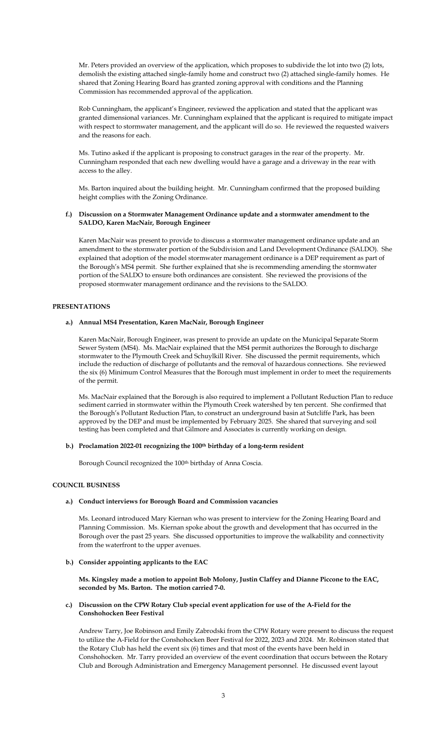Mr. Peters provided an overview of the application, which proposes to subdivide the lot into two (2) lots, demolish the existing attached single-family home and construct two (2) attached single-family homes. He shared that Zoning Hearing Board has granted zoning approval with conditions and the Planning Commission has recommended approval of the application.

Rob Cunningham, the applicant's Engineer, reviewed the application and stated that the applicant was granted dimensional variances. Mr. Cunningham explained that the applicant is required to mitigate impact with respect to stormwater management, and the applicant will do so. He reviewed the requested waivers and the reasons for each.

Ms. Tutino asked if the applicant is proposing to construct garages in the rear of the property. Mr. Cunningham responded that each new dwelling would have a garage and a driveway in the rear with access to the alley.

Ms. Barton inquired about the building height. Mr. Cunningham confirmed that the proposed building height complies with the Zoning Ordinance.

**f.) Discussion on a Stormwater Management Ordinance update and a stormwater amendment to the SALDO, Karen MacNair, Borough Engineer**

Karen MacNair was present to provide to disscuss a stormwater management ordinance update and an amendment to the stormwater portion of the Subdivision and Land Development Ordinance (SALDO). She explained that adoption of the model stormwater management ordinance is a DEP requirement as part of the Borough's MS4 permit. She further explained that she is recommending amending the stormwater portion of the SALDO to ensure both ordinances are consistent. She reviewed the provisions of the proposed stormwater management ordinance and the revisions to the SALDO.

## PRESENTATIONS

**a.) Annual MS4 Presentation, Karen MacNair, Borough Engineer**

Karen MacNair, Borough Engineer, was present to provide an update on the Municipal Separate Storm Sewer System (MS4). Ms. MacNair explained that the MS4 permit authorizes the Borough to discharge stormwater to the Plymouth Creek and Schuylkill River. She discussed the permit requirements, which include the reduction of discharge of pollutants and the removal of hazardous connections. She reviewed the six (6) Minimum Control Measures that the Borough must implement in order to meet the requirements of the permit.

Ms. MacNair explained that the Borough is also required to implement a Pollutant Reduction Plan to reduce sediment carried in stormwater within the Plymouth Creek watershed by ten percent. She confirmed that the Borough's Pollutant Reduction Plan, to construct an underground basin at Sutcliffe Park, has been approved by the DEP and must be implemented by February 2025. She shared that surveying and soil testing has been completed and that Gilmore and Associates is currently working on design.

**b.) Proclamation 2022-01 recognizing the 100th birthday of a long-term resident**

Borough Council recognized the 100th birthday of Anna Coscia.

## COUNCIL BUSINESS

**a.) Conduct interviews for Borough Board and Commission vacancies**

Ms. Leonard introduced Mary Kiernan who was present to interview for the Zoning Hearing Board and Planning Commission. Ms. Kiernan spoke about the growth and development that has occurred in the Borough over the past 25 years. She discussed opportunities to improve the walkability and connectivity from the waterfront to the upper avenues.

**b.) Consider appointing applicants to the EAC**

**Ms. Kingsley made a motion to appoint Bob Molony, Justin Claffey and Dianne Piccone to the EAC, seconded by Ms. Barton. The motion carried 7-0.**

**c.) Discussion on the CPW Rotary Club special event application for use of the A-Field for the Conshohocken Beer Festival**

Andrew Tarry, Joe Robinson and Emily Zabrodski from the CPW Rotary were present to discuss the request to utilize the A-Field for the Conshohocken Beer Festival for 2022, 2023 and 2024. Mr. Robinson stated that the Rotary Club has held the event six (6) times and that most of the events have been held in Conshohocken. Mr. Tarry provided an overview of the event coordination that occurs between the Rotary Club and Borough Administration and Emergency Management personnel. He discussed event layout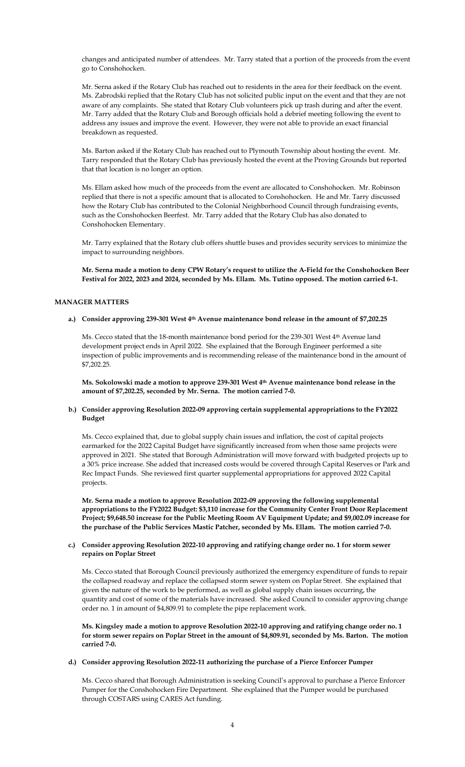changes and anticipated number of attendees. Mr. Tarry stated that a portion of the proceeds from the event go to Conshohocken.

Mr. Serna asked if the Rotary Club has reached out to residents in the area for their feedback on the event. Ms. Zabrodski replied that the Rotary Club has not solicited public input on the event and that they are not aware of any complaints. She stated that Rotary Club volunteers pick up trash during and after the event. Mr. Tarry added that the Rotary Club and Borough officials hold a debrief meeting following the event to address any issues and improve the event. However, they were not able to provide an exact financial breakdown as requested.

Ms. Barton asked if the Rotary Club has reached out to Plymouth Township about hosting the event. Mr. Tarry responded that the Rotary Club has previously hosted the event at the Proving Grounds but reported that that location is no longer an option.

Ms. Ellam asked how much of the proceeds from the event are allocated to Conshohocken. Mr. Robinson replied that there is not a specific amount that is allocated to Conshohocken. He and Mr. Tarry discussed how the Rotary Club has contributed to the Colonial Neighborhood Council through fundraising events, such as the Conshohocken Beerfest. Mr. Tarry added that the Rotary Club has also donated to Conshohocken Elementary.

Mr. Tarry explained that the Rotary club offers shuttle buses and provides security services to minimize the impact to surrounding neighbors.

**Mr. Serna made a motion to deny CPW Rotary's request to utilize the A-Field for the Conshohocken Beer Festival for 2022, 2023 and 2024, seconded by Ms. Ellam. Ms. Tutino opposed. The motion carried 6-1.**

## MANAGER MATTERS

**a.) Consider approving 239-301 West 4th Avenue maintenance bond release in the amount of $7,202.25**

Ms. Cecco stated that the 18-month maintenance bond period for the 239-301 West 4th Avenue land development project ends in April 2022. She explained that the Borough Engineer performed a site inspection of public improvements and is recommending release of the maintenance bond in the amount of $7,202.25.

**Ms. Sokolowski made a motion to approve 239-301 West 4th Avenue maintenance bond release in the amount of $7,202.25, seconded by Mr. Serna. The motion carried 7-0.**

**b.) Consider approving Resolution 2022-09 approving certain supplemental appropriations to the FY2022 Budget**

Ms. Cecco explained that, due to global supply chain issues and inflation, the cost of capital projects earmarked for the 2022 Capital Budget have significantly increased from when those same projects were approved in 2021. She stated that Borough Administration will move forward with budgeted projects up to a 30% price increase. She added that increased costs would be covered through Capital Reserves or Park and Rec Impact Funds. She reviewed first quarter supplemental appropriations for approved 2022 Capital projects.

**Mr. Serna made a motion to approve Resolution 2022-09 approving the following supplemental appropriations to the FY2022 Budget: $3,110 increase for the Community Center Front Door Replacement Project; $9,648.50 increase for the Public Meeting Room AV Equipment Update; and $9,002.09 increase for the purchase of the Public Services Mastic Patcher, seconded by Ms. Ellam. The motion carried 7-0.**

**c.) Consider approving Resolution 2022-10 approving and ratifying change order no. 1 for storm sewer repairs on Poplar Street**

Ms. Cecco stated that Borough Council previously authorized the emergency expenditure of funds to repair the collapsed roadway and replace the collapsed storm sewer system on Poplar Street. She explained that given the nature of the work to be performed, as well as global supply chain issues occurring, the quantity and cost of some of the materials have increased. She asked Council to consider approving change order no. 1 in amount of $4,809.91 to complete the pipe replacement work.

**Ms. Kingsley made a motion to approve Resolution 2022-10 approving and ratifying change order no. 1 for storm sewer repairs on Poplar Street in the amount of $4,809.91, seconded by Ms. Barton. The motion carried 7-0.**

**d.) Consider approving Resolution 2022-11 authorizing the purchase of a Pierce Enforcer Pumper**

Ms. Cecco shared that Borough Administration is seeking Council's approval to purchase a Pierce Enforcer Pumper for the Conshohocken Fire Department. She explained that the Pumper would be purchased through COSTARS using CARES Act funding.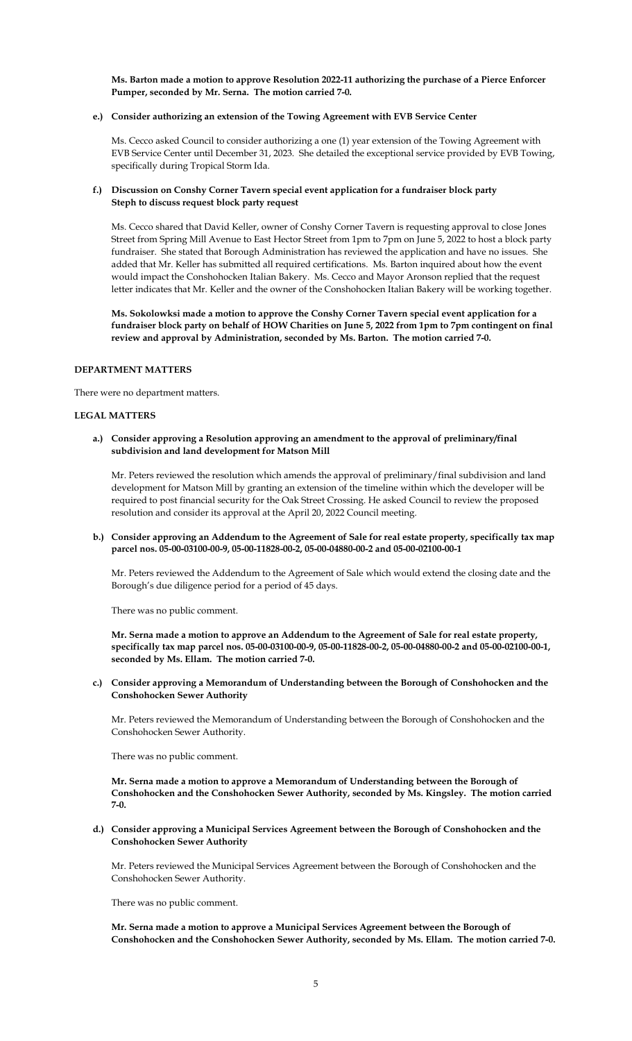**Ms. Barton made a motion to approve Resolution 2022-11 authorizing the purchase of a Pierce Enforcer Pumper, seconded by Mr. Serna. The motion carried 7-0.**

**e.) Consider authorizing an extension of the Towing Agreement with EVB Service Center**

Ms. Cecco asked Council to consider authorizing a one (1) year extension of the Towing Agreement with EVB Service Center until December 31, 2023. She detailed the exceptional service provided by EVB Towing, specifically during Tropical Storm Ida.

**f.) Discussion on Conshy Corner Tavern special event application for a fundraiser block party Steph to discuss request block party request**

Ms. Cecco shared that David Keller, owner of Conshy Corner Tavern is requesting approval to close Jones Street from Spring Mill Avenue to East Hector Street from 1pm to 7pm on June 5, 2022 to host a block party fundraiser. She stated that Borough Administration has reviewed the application and have no issues. She added that Mr. Keller has submitted all required certifications. Ms. Barton inquired about how the event would impact the Conshohocken Italian Bakery. Ms. Cecco and Mayor Aronson replied that the request letter indicates that Mr. Keller and the owner of the Conshohocken Italian Bakery will be working together.

**Ms. Sokolowksi made a motion to approve the Conshy Corner Tavern special event application for a fundraiser block party on behalf of HOW Charities on June 5, 2022 from 1pm to 7pm contingent on final review and approval by Administration, seconded by Ms. Barton. The motion carried 7-0.**

**DEPARTMENT MATTERS**

There were no department matters.

**LEGAL MATTERS**

**a.) Consider approving a Resolution approving an amendment to the approval of preliminary/final subdivision and land development for Matson Mill**

Mr. Peters reviewed the resolution which amends the approval of preliminary/final subdivision and land development for Matson Mill by granting an extension of the timeline within which the developer will be required to post financial security for the Oak Street Crossing. He asked Council to review the proposed resolution and consider its approval at the April 20, 2022 Council meeting.

**b.) Consider approving an Addendum to the Agreement of Sale for real estate property, specifically tax map parcel nos. 05-00-03100-00-9, 05-00-11828-00-2, 05-00-04880-00-2 and 05-00-02100-00-1**

Mr. Peters reviewed the Addendum to the Agreement of Sale which would extend the closing date and the Borough's due diligence period for a period of 45 days.

There was no public comment.

**Mr. Serna made a motion to approve an Addendum to the Agreement of Sale for real estate property, specifically tax map parcel nos. 05-00-03100-00-9, 05-00-11828-00-2, 05-00-04880-00-2 and 05-00-02100-00-1, seconded by Ms. Ellam. The motion carried 7-0.**

**c.) Consider approving a Memorandum of Understanding between the Borough of Conshohocken and the Conshohocken Sewer Authority**

Mr. Peters reviewed the Memorandum of Understanding between the Borough of Conshohocken and the Conshohocken Sewer Authority.

There was no public comment.

**Mr. Serna made a motion to approve a Memorandum of Understanding between the Borough of Conshohocken and the Conshohocken Sewer Authority, seconded by Ms. Kingsley. The motion carried 7-0.**

**d.) Consider approving a Municipal Services Agreement between the Borough of Conshohocken and the Conshohocken Sewer Authority**

Mr. Peters reviewed the Municipal Services Agreement between the Borough of Conshohocken and the Conshohocken Sewer Authority.

There was no public comment.

**Mr. Serna made a motion to approve a Municipal Services Agreement between the Borough of Conshohocken and the Conshohocken Sewer Authority, seconded by Ms. Ellam. The motion carried 7-0.**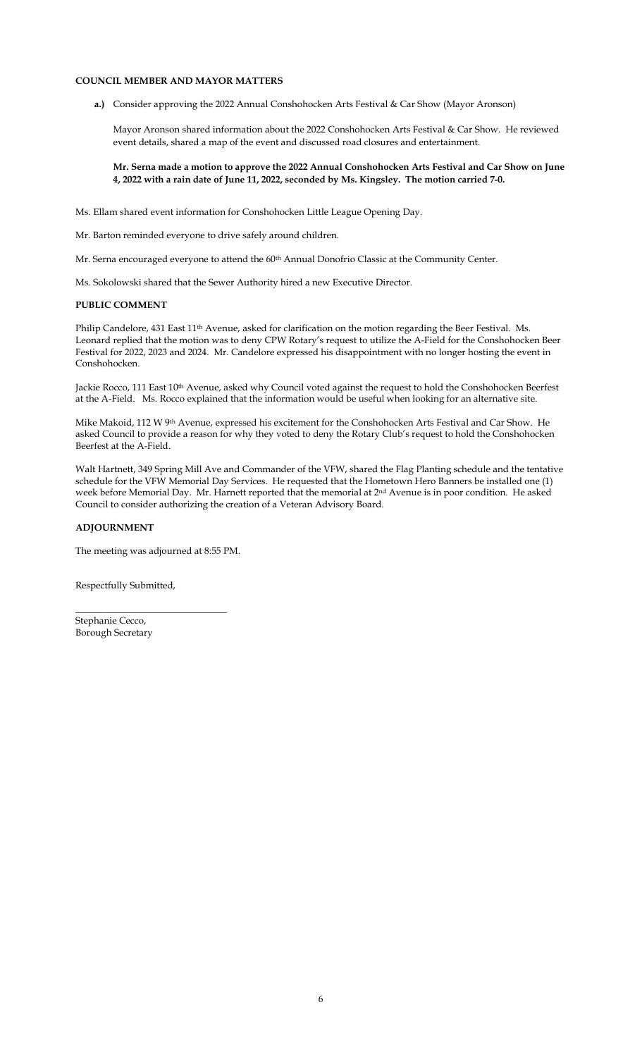## COUNCIL MEMBER AND MAYOR MATTERS

**a.)** Consider approving the 2022 Annual Conshohocken Arts Festival & Car Show (Mayor Aronson)

Mayor Aronson shared information about the 2022 Conshohocken Arts Festival & Car Show. He reviewed event details, shared a map of the event and discussed road closures and entertainment.

**Mr. Serna made a motion to approve the 2022 Annual Conshohocken Arts Festival and Car Show on June 4, 2022 with a rain date of June 11, 2022, seconded by Ms. Kingsley. The motion carried 7-0.**

Ms. Ellam shared event information for Conshohocken Little League Opening Day.

Mr. Barton reminded everyone to drive safely around children.

Mr. Serna encouraged everyone to attend the 60th Annual Donofrio Classic at the Community Center.

Ms. Sokolowski shared that the Sewer Authority hired a new Executive Director.

## PUBLIC COMMENT

Philip Candelore, 431 East 11th Avenue, asked for clarification on the motion regarding the Beer Festival. Ms. Leonard replied that the motion was to deny CPW Rotary's request to utilize the A-Field for the Conshohocken Beer Festival for 2022, 2023 and 2024. Mr. Candelore expressed his disappointment with no longer hosting the event in Conshohocken.

Jackie Rocco, 111 East 10th Avenue, asked why Council voted against the request to hold the Conshohocken Beerfest at the A-Field. Ms. Rocco explained that the information would be useful when looking for an alternative site.

Mike Makoid, 112 W 9th Avenue, expressed his excitement for the Conshohocken Arts Festival and Car Show. He asked Council to provide a reason for why they voted to deny the Rotary Club's request to hold the Conshohocken Beerfest at the A-Field.

Walt Hartnett, 349 Spring Mill Ave and Commander of the VFW, shared the Flag Planting schedule and the tentative schedule for the VFW Memorial Day Services. He requested that the Hometown Hero Banners be installed one (1) week before Memorial Day. Mr. Harnett reported that the memorial at 2nd Avenue is in poor condition. He asked Council to consider authorizing the creation of a Veteran Advisory Board.

## ADJOURNMENT

The meeting was adjourned at 8:55 PM.

Respectfully Submitted,

\_\_\_\_\_\_\_\_\_\_\_\_\_\_\_\_\_\_\_\_\_\_\_\_\_\_\_\_\_\_\_\_

Stephanie Cecco,
Borough Secretary